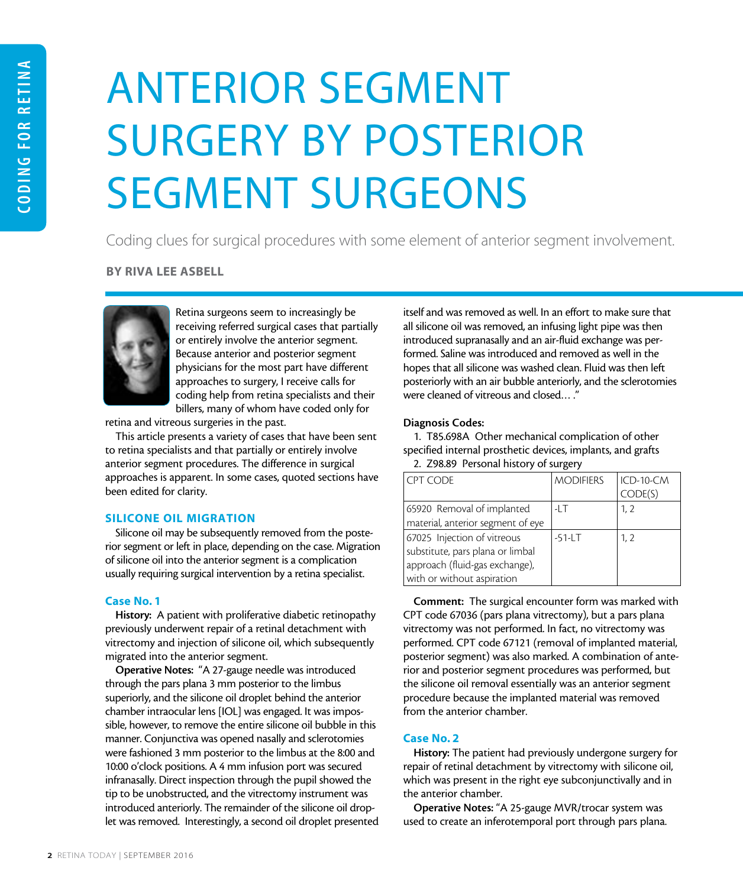// CODING FOR RETINA

# ANTERIOR SEGMENT SURGERY BY POSTERIOR SEGMENT SURGEONS

Coding clues for surgical procedures with some element of anterior segment involvement.

**BY RIVA LEE ASBELL**

Retina surgeons seem to increasingly be receiving referred surgical cases that partially or entirely involve the anterior segment. Because anterior and posterior segment physicians for the most part have different approaches to surgery, I receive calls for coding help from retina specialists and their billers, many of whom have coded only for retina and vitreous surgeries in the past.

This article presents a variety of cases that have been sent to retina specialists and that partially or entirely involve anterior segment procedures. The difference in surgical approaches is apparent. In some cases, quoted sections have been edited for clarity.

## SILICONE OIL MIGRATION

Silicone oil may be subsequently removed from the posterior segment or left in place, depending on the case. Migration of silicone oil into the anterior segment is a complication usually requiring surgical intervention by a retina specialist.

### Case No. 1

**History:** A patient with proliferative diabetic retinopathy previously underwent repair of a retinal detachment with vitrectomy and injection of silicone oil, which subsequently migrated into the anterior segment.

**Operative Notes:** "A 27-gauge needle was introduced through the pars plana 3 mm posterior to the limbus superiorly, and the silicone oil droplet behind the anterior chamber intraocular lens [IOL] was engaged. It was impossible, however, to remove the entire silicone oil bubble in this manner. Conjunctiva was opened nasally and sclerotomies were fashioned 3 mm posterior to the limbus at the 8:00 and 10:00 o'clock positions. A 4 mm infusion port was secured infranasally. Direct inspection through the pupil showed the tip to be unobstructed, and the vitrectomy instrument was introduced anteriorly. The remainder of the silicone oil droplet was removed. Interestingly, a second oil droplet presented itself and was removed as well. In an effort to make sure that all silicone oil was removed, an infusing light pipe was then introduced supranasally and an air-fluid exchange was performed. Saline was introduced and removed as well in the hopes that all silicone was washed clean. Fluid was then left posteriorly with an air bubble anteriorly, and the sclerotomies were cleaned of vitreous and closed… ."

**Diagnosis Codes:**

1. T85.698A Other mechanical complication of other specified internal prosthetic devices, implants, and grafts
2. Z98.89 Personal history of surgery

| CPT CODE | MODIFIERS | ICD-10-CM CODE(S) |
|---|---|---|
| 65920 Removal of implanted material, anterior segment of eye | -LT | 1, 2 |
| 67025 Injection of vitreous substitute, pars plana or limbal approach (fluid-gas exchange), with or without aspiration | -51-LT | 1, 2 |

**Comment:** The surgical encounter form was marked with CPT code 67036 (pars plana vitrectomy), but a pars plana vitrectomy was not performed. In fact, no vitrectomy was performed. CPT code 67121 (removal of implanted material, posterior segment) was also marked. A combination of anterior and posterior segment procedures was performed, but the silicone oil removal essentially was an anterior segment procedure because the implanted material was removed from the anterior chamber.

### Case No. 2

**History:** The patient had previously undergone surgery for repair of retinal detachment by vitrectomy with silicone oil, which was present in the right eye subconjunctivally and in the anterior chamber.

**Operative Notes:** "A 25-gauge MVR/trocar system was used to create an inferotemporal port through pars plana.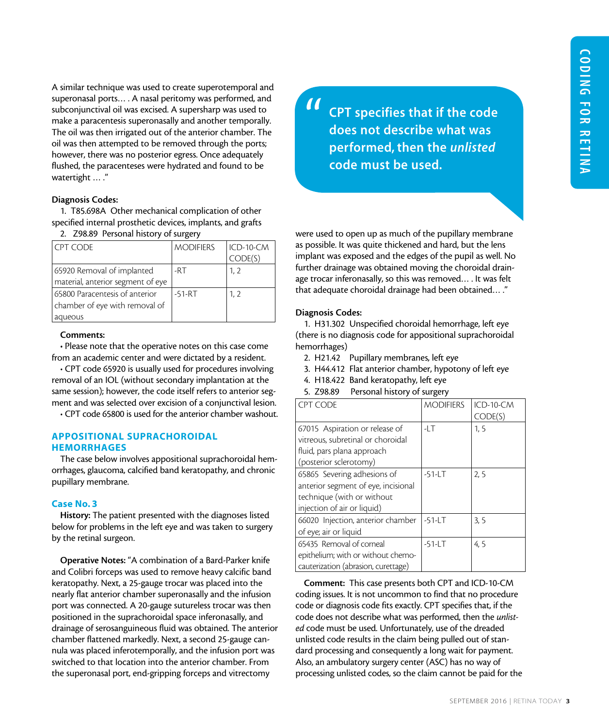A similar technique was used to create superotemporal and superonasal ports… . A nasal peritomy was performed, and subconjunctival oil was excised. A supersharp was used to make a paracentesis superonasally and another temporally. The oil was then irrigated out of the anterior chamber. The oil was then attempted to be removed through the ports; however, there was no posterior egress. Once adequately flushed, the paracenteses were hydrated and found to be watertight … ."

**Diagnosis Codes:**

1. T85.698A Other mechanical complication of other specified internal prosthetic devices, implants, and grafts
2. Z98.89 Personal history of surgery

| CPT CODE | MODIFIERS | ICD-10-CM CODE(S) |
|---|---|---|
| 65920 Removal of implanted material, anterior segment of eye | -RT | 1, 2 |
| 65800 Paracentesis of anterior chamber of eye with removal of aqueous | -51-RT | 1, 2 |

**Comments:**

• Please note that the operative notes on this case come from an academic center and were dictated by a resident.

• CPT code 65920 is usually used for procedures involving removal of an IOL (without secondary implantation at the same session); however, the code itself refers to anterior segment and was selected over excision of a conjunctival lesion.

• CPT code 65800 is used for the anterior chamber washout.

## APPOSITIONAL SUPRACHOROIDAL HEMORRHAGES

The case below involves appositional suprachoroidal hemorrhages, glaucoma, calcified band keratopathy, and chronic pupillary membrane.

### Case No. 3

**History:** The patient presented with the diagnoses listed below for problems in the left eye and was taken to surgery by the retinal surgeon.

**Operative Notes:** "A combination of a Bard-Parker knife and Colibri forceps was used to remove heavy calcific band keratopathy. Next, a 25-gauge trocar was placed into the nearly flat anterior chamber superonasally and the infusion port was connected. A 20-gauge sutureless trocar was then positioned in the suprachoroidal space inferonasally, and drainage of serosanguineous fluid was obtained. The anterior chamber flattened markedly. Next, a second 25-gauge cannula was placed inferotemporally, and the infusion port was switched to that location into the anterior chamber. From the superonasal port, end-gripping forceps and vitrectomy were used to open up as much of the pupillary membrane as possible. It was quite thickened and hard, but the lens implant was exposed and the edges of the pupil as well. No further drainage was obtained moving the choroidal drainage trocar inferonasally, so this was removed… . It was felt that adequate choroidal drainage had been obtained… ."

> **"CPT specifies that if the code does not describe what was performed, then the *unlisted* code must be used.**

**Diagnosis Codes:**

1. H31.302 Unspecified choroidal hemorrhage, left eye (there is no diagnosis code for appositional suprachoroidal hemorrhages)
2. H21.42 Pupillary membranes, left eye
3. H44.412 Flat anterior chamber, hypotony of left eye
4. H18.422 Band keratopathy, left eye
5. Z98.89 Personal history of surgery

| CPT CODE | MODIFIERS | ICD-10-CM CODE(S) |
|---|---|---|
| 67015 Aspiration or release of vitreous, subretinal or choroidal fluid, pars plana approach (posterior sclerotomy) | -LT | 1, 5 |
| 65865 Severing adhesions of anterior segment of eye, incisional technique (with or without injection of air or liquid) | -51-LT | 2, 5 |
| 66020 Injection, anterior chamber of eye; air or liquid | -51-LT | 3, 5 |
| 65435 Removal of corneal epithelium; with or without chemocauterization (abrasion, curettage) | -51-LT | 4, 5 |

**Comment:** This case presents both CPT and ICD-10-CM coding issues. It is not uncommon to find that no procedure code or diagnosis code fits exactly. CPT specifies that, if the code does not describe what was performed, then the *unlisted* code must be used. Unfortunately, use of the dreaded unlisted code results in the claim being pulled out of standard processing and consequently a long wait for payment. Also, an ambulatory surgery center (ASC) has no way of processing unlisted codes, so the claim cannot be paid for the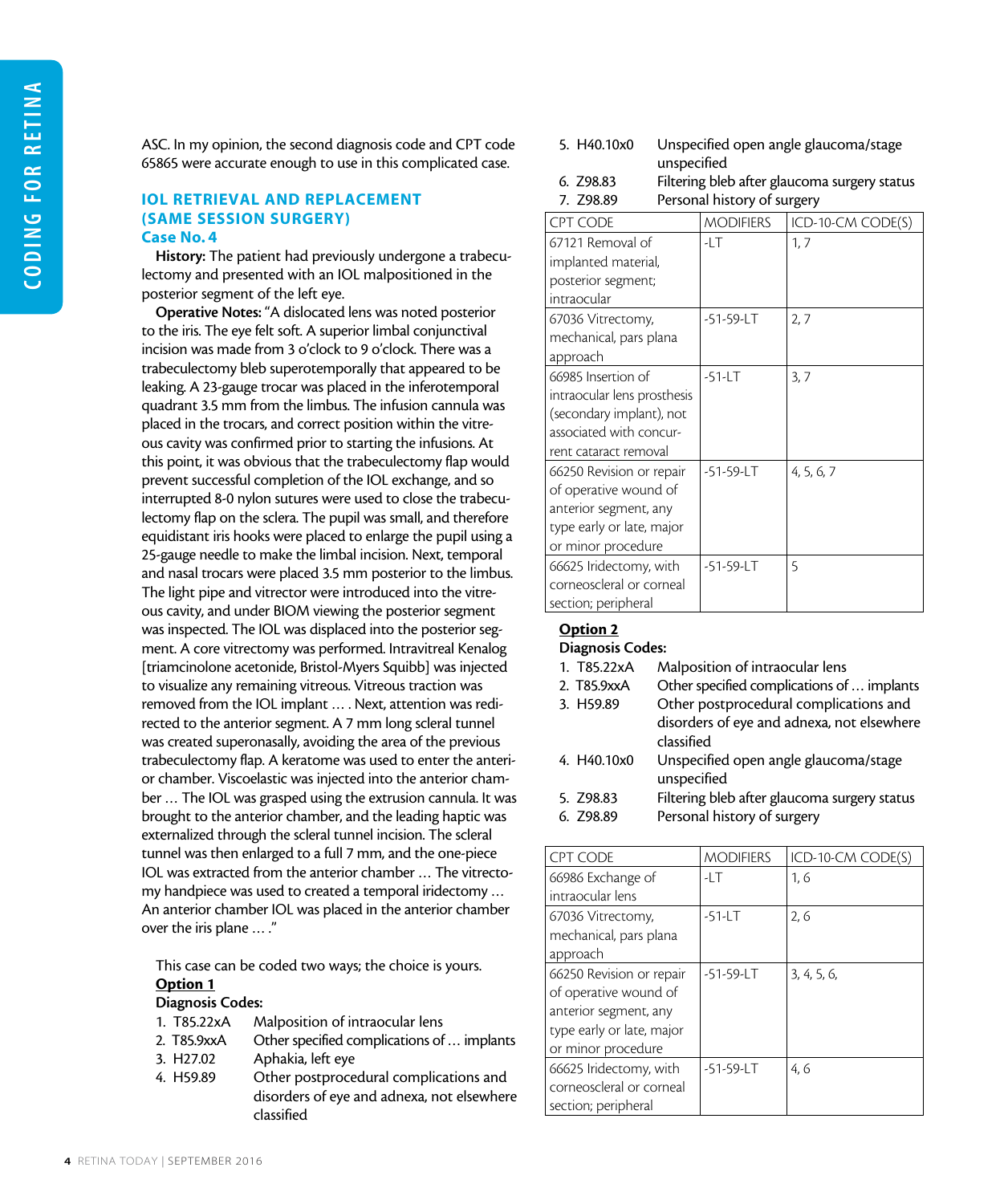ASC. In my opinion, the second diagnosis code and CPT code 65865 were accurate enough to use in this complicated case.

## IOL RETRIEVAL AND REPLACEMENT (SAME SESSION SURGERY)

### Case No. 4

**History:** The patient had previously undergone a trabeculectomy and presented with an IOL malpositioned in the posterior segment of the left eye.

**Operative Notes:** "A dislocated lens was noted posterior to the iris. The eye felt soft. A superior limbal conjunctival incision was made from 3 o'clock to 9 o'clock. There was a trabeculectomy bleb superotemporally that appeared to be leaking. A 23-gauge trocar was placed in the inferotemporal quadrant 3.5 mm from the limbus. The infusion cannula was placed in the trocars, and correct position within the vitreous cavity was confirmed prior to starting the infusions. At this point, it was obvious that the trabeculectomy flap would prevent successful completion of the IOL exchange, and so interrupted 8-0 nylon sutures were used to close the trabeculectomy flap on the sclera. The pupil was small, and therefore equidistant iris hooks were placed to enlarge the pupil using a 25-gauge needle to make the limbal incision. Next, temporal and nasal trocars were placed 3.5 mm posterior to the limbus. The light pipe and vitrector were introduced into the vitreous cavity, and under BIOM viewing the posterior segment was inspected. The IOL was displaced into the posterior segment. A core vitrectomy was performed. Intravitreal Kenalog [triamcinolone acetonide, Bristol-Myers Squibb] was injected to visualize any remaining vitreous. Vitreous traction was removed from the IOL implant … . Next, attention was redirected to the anterior segment. A 7 mm long scleral tunnel was created superonasally, avoiding the area of the previous trabeculectomy flap. A keratome was used to enter the anterior chamber. Viscoelastic was injected into the anterior chamber … The IOL was grasped using the extrusion cannula. It was brought to the anterior chamber, and the leading haptic was externalized through the scleral tunnel incision. The scleral tunnel was then enlarged to a full 7 mm, and the one-piece IOL was extracted from the anterior chamber … The vitrectomy handpiece was used to created a temporal iridectomy … An anterior chamber IOL was placed in the anterior chamber over the iris plane … ."

This case can be coded two ways; the choice is yours.

**Option 1**

**Diagnosis Codes:**

1. T85.22xA Malposition of intraocular lens
2. T85.9xxA Other specified complications of … implants
3. H27.02 Aphakia, left eye
4. H59.89 Other postprocedural complications and disorders of eye and adnexa, not elsewhere classified
5. H40.10x0 Unspecified open angle glaucoma/stage unspecified
6. Z98.83 Filtering bleb after glaucoma surgery status
7. Z98.89 Personal history of surgery

| CPT CODE | MODIFIERS | ICD-10-CM CODE(S) |
|---|---|---|
| 67121 Removal of implanted material, posterior segment; intraocular | -LT | 1, 7 |
| 67036 Vitrectomy, mechanical, pars plana approach | -51-59-LT | 2, 7 |
| 66985 Insertion of intraocular lens prosthesis (secondary implant), not associated with concurrent cataract removal | -51-LT | 3, 7 |
| 66250 Revision or repair of operative wound of anterior segment, any type early or late, major or minor procedure | -51-59-LT | 4, 5, 6, 7 |
| 66625 Iridectomy, with corneoscleral or corneal section; peripheral | -51-59-LT | 5 |

**Option 2**

**Diagnosis Codes:**

1. T85.22xA Malposition of intraocular lens
2. T85.9xxA Other specified complications of … implants
3. H59.89 Other postprocedural complications and disorders of eye and adnexa, not elsewhere classified
4. H40.10x0 Unspecified open angle glaucoma/stage unspecified
5. Z98.83 Filtering bleb after glaucoma surgery status
6. Z98.89 Personal history of surgery

| CPT CODE | MODIFIERS | ICD-10-CM CODE(S) |
|---|---|---|
| 66986 Exchange of intraocular lens | -LT | 1, 6 |
| 67036 Vitrectomy, mechanical, pars plana approach | -51-LT | 2, 6 |
| 66250 Revision or repair of operative wound of anterior segment, any type early or late, major or minor procedure | -51-59-LT | 3, 4, 5, 6, |
| 66625 Iridectomy, with corneoscleral or corneal section; peripheral | -51-59-LT | 4, 6 |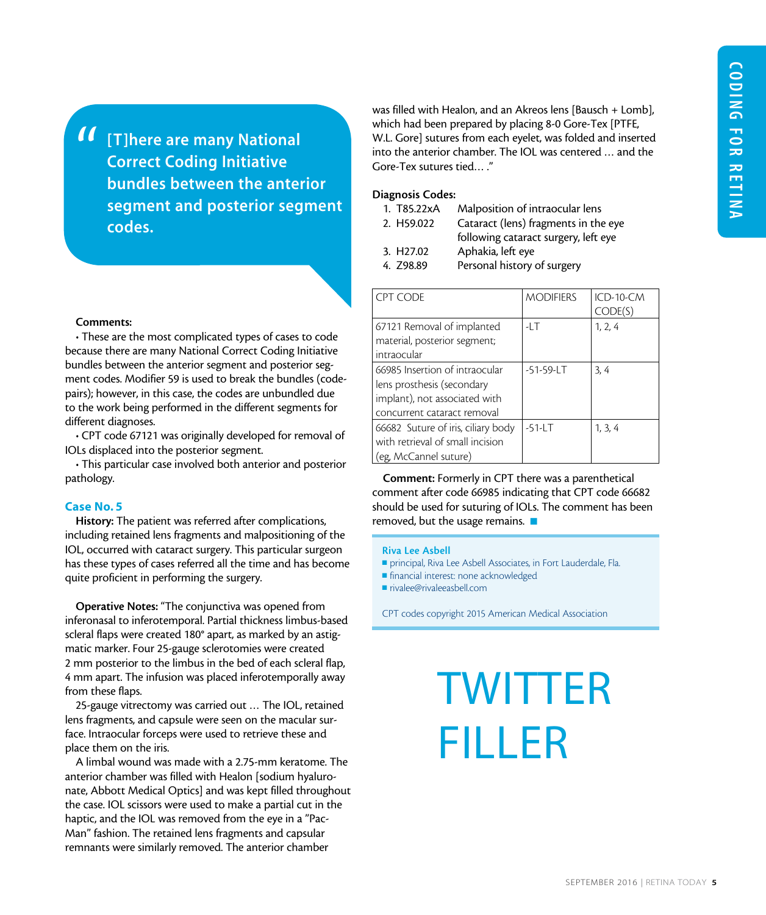> “[T]here are many National Correct Coding Initiative bundles between the anterior segment and posterior segment codes.

**Comments:**

- These are the most complicated types of cases to code because there are many National Correct Coding Initiative bundles between the anterior segment and posterior segment codes. Modifier 59 is used to break the bundles (code-pairs); however, in this case, the codes are unbundled due to the work being performed in the different segments for different diagnoses.
- CPT code 67121 was originally developed for removal of IOLs displaced into the posterior segment.
- This particular case involved both anterior and posterior pathology.

## Case No. 5

**History:** The patient was referred after complications, including retained lens fragments and malpositioning of the IOL, occurred with cataract surgery. This particular surgeon has these types of cases referred all the time and has become quite proficient in performing the surgery.

**Operative Notes:** “The conjunctiva was opened from inferonasal to inferotemporal. Partial thickness limbus-based scleral flaps were created 180° apart, as marked by an astigmatic marker. Four 25-gauge sclerotomies were created 2 mm posterior to the limbus in the bed of each scleral flap, 4 mm apart. The infusion was placed inferotemporally away from these flaps.

25-gauge vitrectomy was carried out … The IOL, retained lens fragments, and capsule were seen on the macular surface. Intraocular forceps were used to retrieve these and place them on the iris.

A limbal wound was made with a 2.75-mm keratome. The anterior chamber was filled with Healon [sodium hyaluronate, Abbott Medical Optics] and was kept filled throughout the case. IOL scissors were used to make a partial cut in the haptic, and the IOL was removed from the eye in a "Pac-Man" fashion. The retained lens fragments and capsular remnants were similarly removed. The anterior chamber was filled with Healon, and an Akreos lens [Bausch + Lomb], which had been prepared by placing 8-0 Gore-Tex [PTFE, W.L. Gore] sutures from each eyelet, was folded and inserted into the anterior chamber. The IOL was centered … and the Gore-Tex sutures tied… .”

**Diagnosis Codes:**

1. T85.22xA Malposition of intraocular lens
2. H59.022 Cataract (lens) fragments in the eye following cataract surgery, left eye
3. H27.02 Aphakia, left eye
4. Z98.89 Personal history of surgery

| CPT CODE | MODIFIERS | ICD-10-CM CODE(S) |
|---|---|---|
| 67121 Removal of implanted material, posterior segment; intraocular | -LT | 1, 2, 4 |
| 66985 Insertion of intraocular lens prosthesis (secondary implant), not associated with concurrent cataract removal | -51-59-LT | 3, 4 |
| 66682 Suture of iris, ciliary body with retrieval of small incision (eg, McCannel suture) | -51-LT | 1, 3, 4 |

**Comment:** Formerly in CPT there was a parenthetical comment after code 66985 indicating that CPT code 66682 should be used for suturing of IOLs. The comment has been removed, but the usage remains. ■

**Riva Lee Asbell**

- principal, Riva Lee Asbell Associates, in Fort Lauderdale, Fla.
- financial interest: none acknowledged
- rivalee@rivaleeasbell.com

CPT codes copyright 2015 American Medical Association

TWITTER FILLER